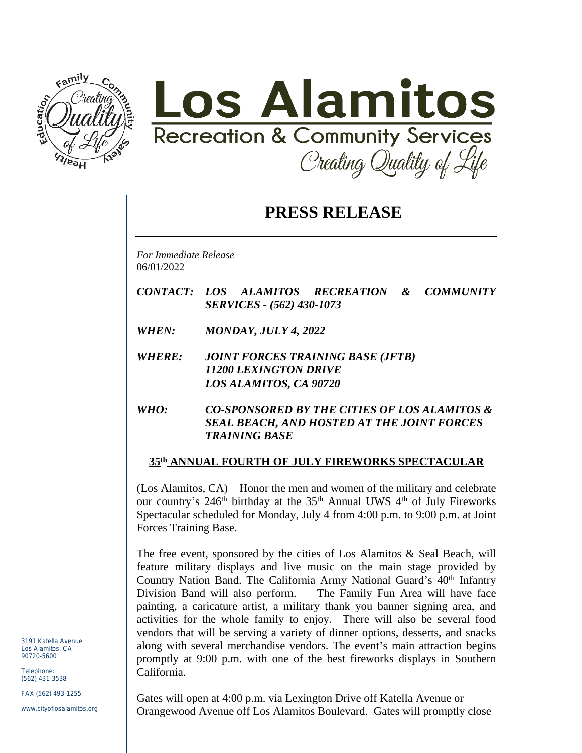# Los Alamitos

Recreation & Community Services

Creating Quality of Life

## PRESS RELEASE

*For Immediate Release*
06/01/2022

***CONTACT:*** ***LOS ALAMITOS RECREATION & COMMUNITY SERVICES - (562) 430-1073***

***WHEN:*** ***MONDAY, JULY 4, 2022***

***WHERE:*** ***JOINT FORCES TRAINING BASE (JFTB)***
***11200 LEXINGTON DRIVE***
***LOS ALAMITOS, CA 90720***

***WHO:*** ***CO-SPONSORED BY THE CITIES OF LOS ALAMITOS & SEAL BEACH, AND HOSTED AT THE JOINT FORCES TRAINING BASE***

### 35th ANNUAL FOURTH OF JULY FIREWORKS SPECTACULAR

(Los Alamitos, CA) – Honor the men and women of the military and celebrate our country's 246th birthday at the 35th Annual UWS 4th of July Fireworks Spectacular scheduled for Monday, July 4 from 4:00 p.m. to 9:00 p.m. at Joint Forces Training Base.

The free event, sponsored by the cities of Los Alamitos & Seal Beach, will feature military displays and live music on the main stage provided by Country Nation Band. The California Army National Guard's 40th Infantry Division Band will also perform. The Family Fun Area will have face painting, a caricature artist, a military thank you banner signing area, and activities for the whole family to enjoy. There will also be several food vendors that will be serving a variety of dinner options, desserts, and snacks along with several merchandise vendors. The event's main attraction begins promptly at 9:00 p.m. with one of the best fireworks displays in Southern California.

Gates will open at 4:00 p.m. via Lexington Drive off Katella Avenue or Orangewood Avenue off Los Alamitos Boulevard. Gates will promptly close

3191 Katella Avenue
Los Alamitos, CA
90720-5600

Telephone:
(562) 431-3538

FAX (562) 493-1255

www.cityoflosalamitos.org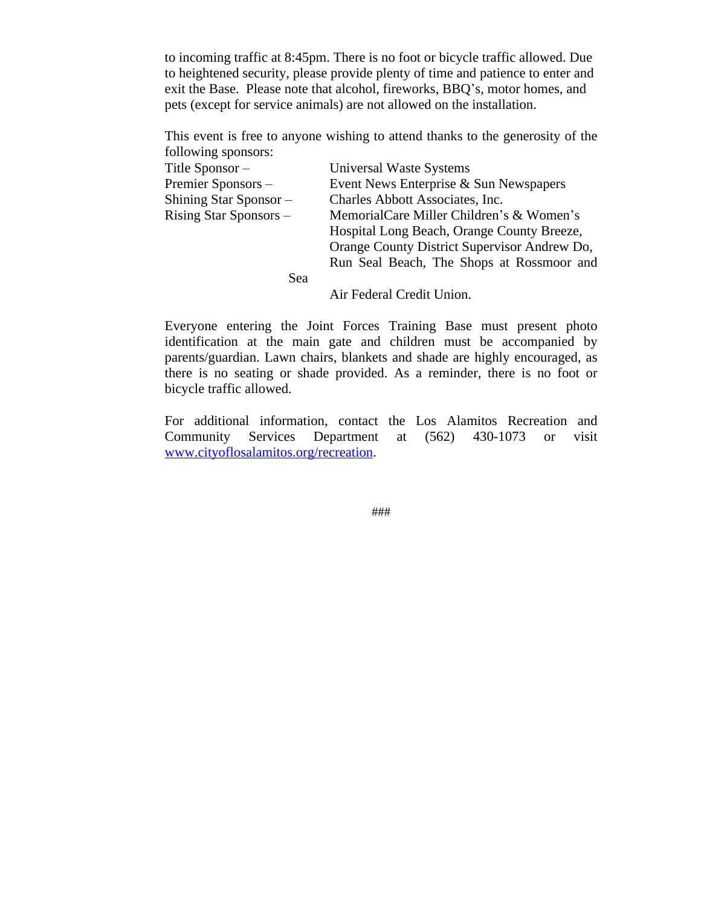to incoming traffic at 8:45pm. There is no foot or bicycle traffic allowed. Due to heightened security, please provide plenty of time and patience to enter and exit the Base. Please note that alcohol, fireworks, BBQ's, motor homes, and pets (except for service animals) are not allowed on the installation.

This event is free to anyone wishing to attend thanks to the generosity of the following sponsors:

| | |
|---|---|
| Title Sponsor – | Universal Waste Systems |
| Premier Sponsors – | Event News Enterprise & Sun Newspapers |
| Shining Star Sponsor – | Charles Abbott Associates, Inc. |
| Rising Star Sponsors – | MemorialCare Miller Children's & Women's Hospital Long Beach, Orange County Breeze, Orange County District Supervisor Andrew Do, Run Seal Beach, The Shops at Rossmoor and Sea Air Federal Credit Union. |

Everyone entering the Joint Forces Training Base must present photo identification at the main gate and children must be accompanied by parents/guardian. Lawn chairs, blankets and shade are highly encouraged, as there is no seating or shade provided. As a reminder, there is no foot or bicycle traffic allowed.

For additional information, contact the Los Alamitos Recreation and Community Services Department at (562) 430-1073 or visit www.cityoflosalamitos.org/recreation.

###